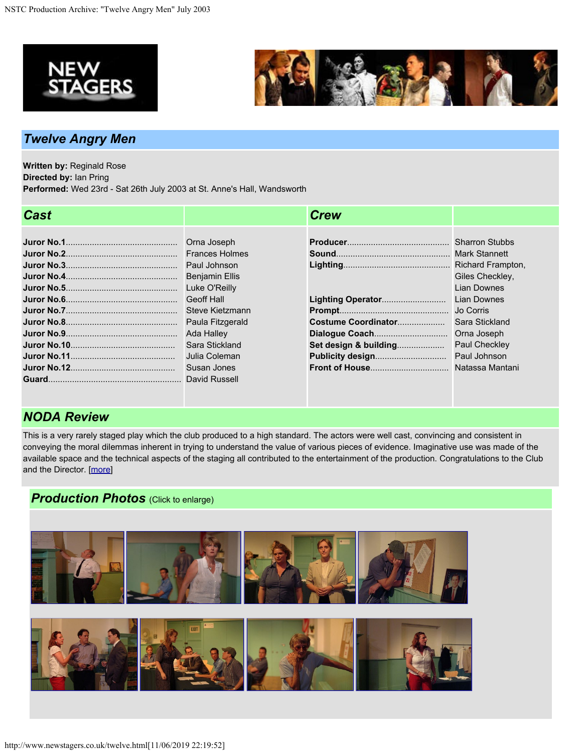# Twelve Angry Men

**Written by:** Reginald Rose
**Directed by:** Ian Pring
**Performed:** Wed 23rd - Sat 26th July 2003 at St. Anne's Hall, Wandsworth

## Cast

| | |
|---|---|
| **Juror No.1** | Orna Joseph |
| **Juror No.2** | Frances Holmes |
| **Juror No.3** | Paul Johnson |
| **Juror No.4** | Benjamin Ellis |
| **Juror No.5** | Luke O'Reilly |
| **Juror No.6** | Geoff Hall |
| **Juror No.7** | Steve Kietzmann |
| **Juror No.8** | Paula Fitzgerald |
| **Juror No.9** | Ada Halley |
| **Juror No.10** | Sara Stickland |
| **Juror No.11** | Julia Coleman |
| **Juror No.12** | Susan Jones |
| **Guard** | David Russell |

## Crew

| | |
|---|---|
| **Producer** | Sharron Stubbs |
| **Sound** | Mark Stannett |
| **Lighting** | Richard Frampton, Giles Checkley, Lian Downes |
| **Lighting Operator** | Lian Downes |
| **Prompt** | Jo Corris |
| **Costume Coordinator** | Sara Stickland |
| **Dialogue Coach** | Orna Joseph |
| **Set design & building** | Paul Checkley |
| **Publicity design** | Paul Johnson |
| **Front of House** | Natassa Mantani |

## NODA Review

This is a very rarely staged play which the club produced to a high standard. The actors were well cast, convincing and consistent in conveying the moral dilemmas inherent in trying to understand the value of various pieces of evidence. Imaginative use was made of the available space and the technical aspects of the staging all contributed to the entertainment of the production. Congratulations to the Club and the Director. [more]

## Production Photos (Click to enlarge)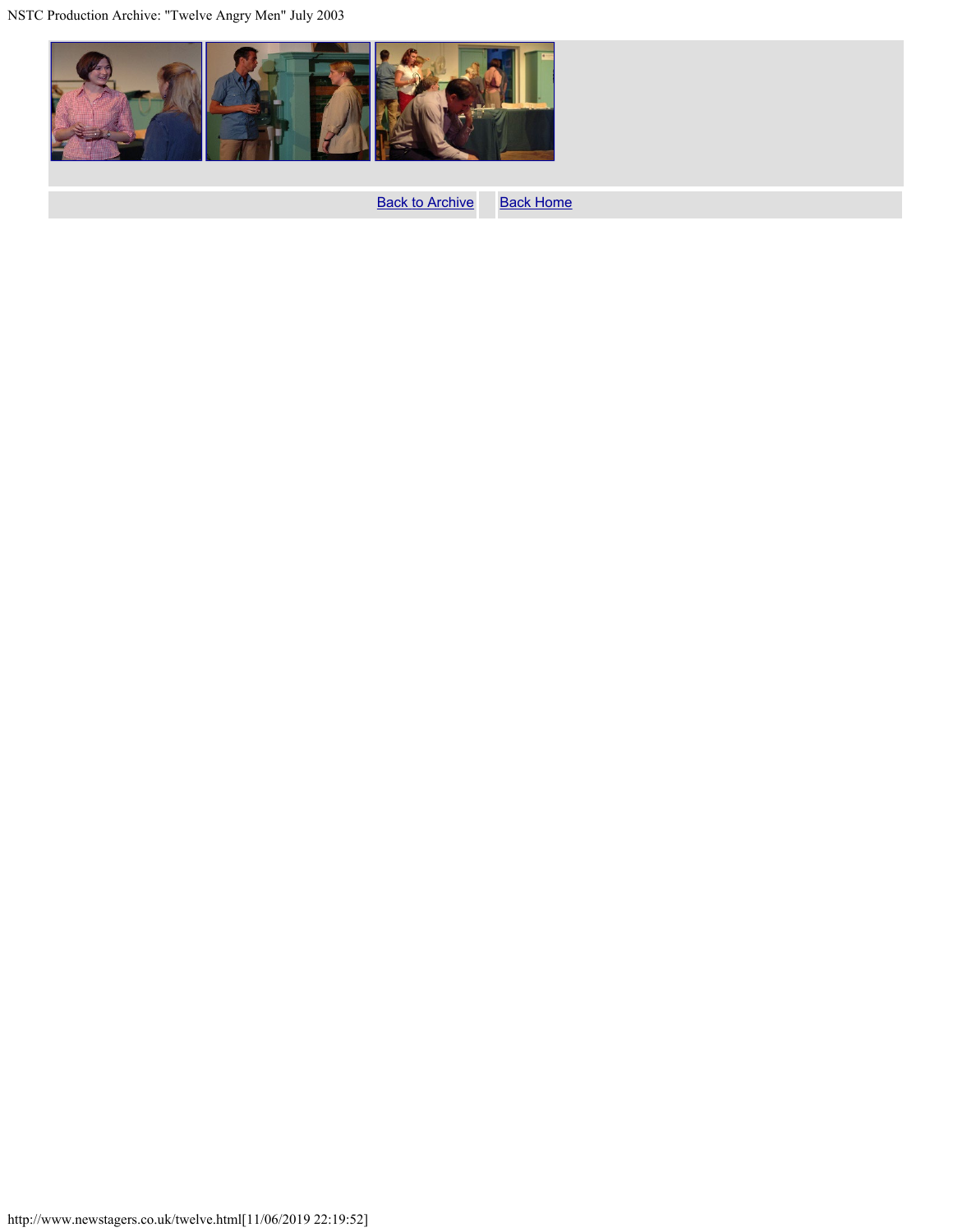Back to Archive

Back Home